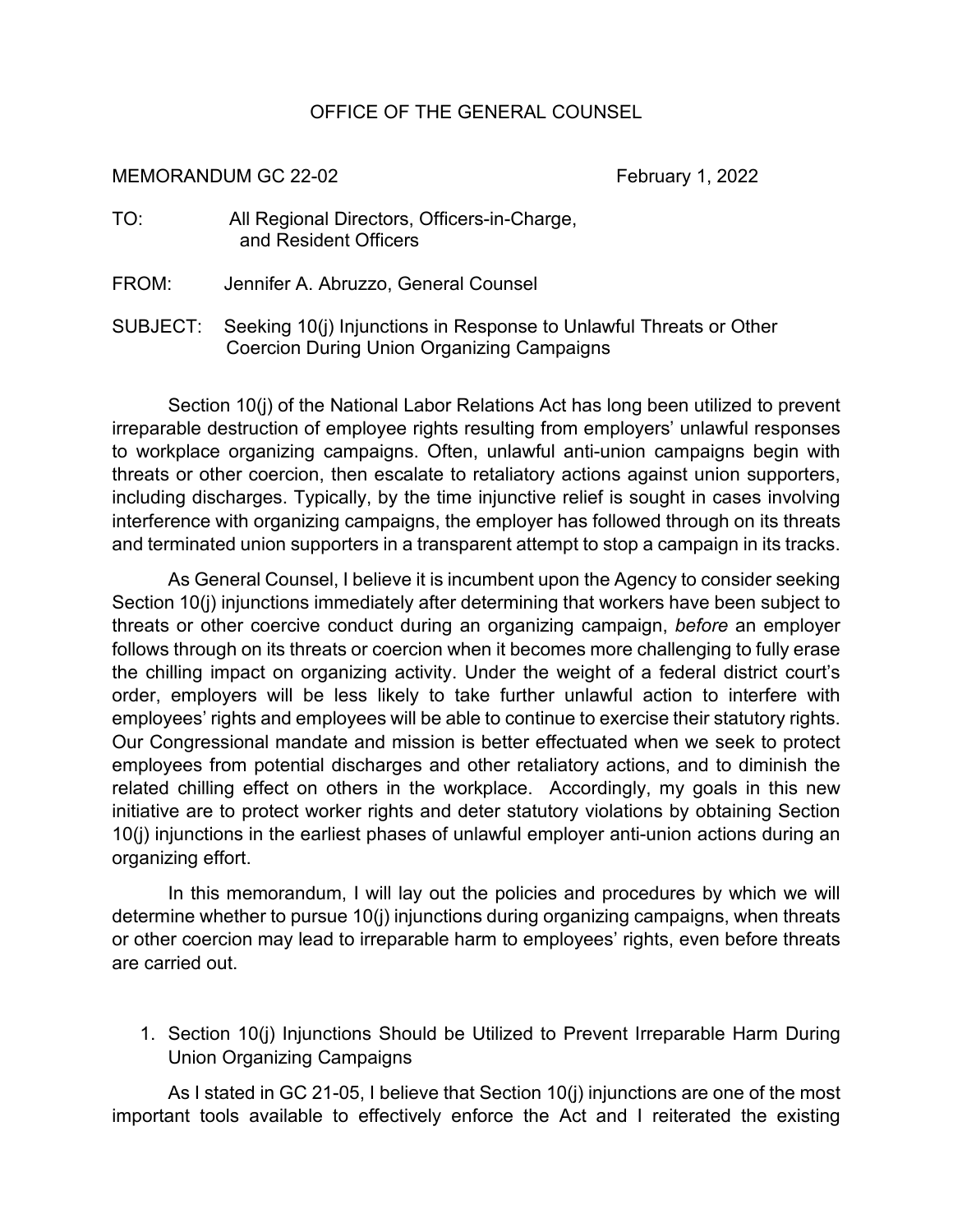OFFICE OF THE GENERAL COUNSEL

MEMORANDUM GC 22-02 February 1, 2022

TO: All Regional Directors, Officers-in-Charge, and Resident Officers

FROM: Jennifer A. Abruzzo, General Counsel

SUBJECT: Seeking 10(j) Injunctions in Response to Unlawful Threats or Other Coercion During Union Organizing Campaigns

Section 10(j) of the National Labor Relations Act has long been utilized to prevent irreparable destruction of employee rights resulting from employers' unlawful responses to workplace organizing campaigns. Often, unlawful anti-union campaigns begin with threats or other coercion, then escalate to retaliatory actions against union supporters, including discharges. Typically, by the time injunctive relief is sought in cases involving interference with organizing campaigns, the employer has followed through on its threats and terminated union supporters in a transparent attempt to stop a campaign in its tracks.

As General Counsel, I believe it is incumbent upon the Agency to consider seeking Section 10(j) injunctions immediately after determining that workers have been subject to threats or other coercive conduct during an organizing campaign, *before* an employer follows through on its threats or coercion when it becomes more challenging to fully erase the chilling impact on organizing activity. Under the weight of a federal district court's order, employers will be less likely to take further unlawful action to interfere with employees' rights and employees will be able to continue to exercise their statutory rights. Our Congressional mandate and mission is better effectuated when we seek to protect employees from potential discharges and other retaliatory actions, and to diminish the related chilling effect on others in the workplace. Accordingly, my goals in this new initiative are to protect worker rights and deter statutory violations by obtaining Section 10(j) injunctions in the earliest phases of unlawful employer anti-union actions during an organizing effort.

In this memorandum, I will lay out the policies and procedures by which we will determine whether to pursue 10(j) injunctions during organizing campaigns, when threats or other coercion may lead to irreparable harm to employees' rights, even before threats are carried out.

1. Section 10(j) Injunctions Should be Utilized to Prevent Irreparable Harm During Union Organizing Campaigns

As I stated in GC 21-05, I believe that Section 10(j) injunctions are one of the most important tools available to effectively enforce the Act and I reiterated the existing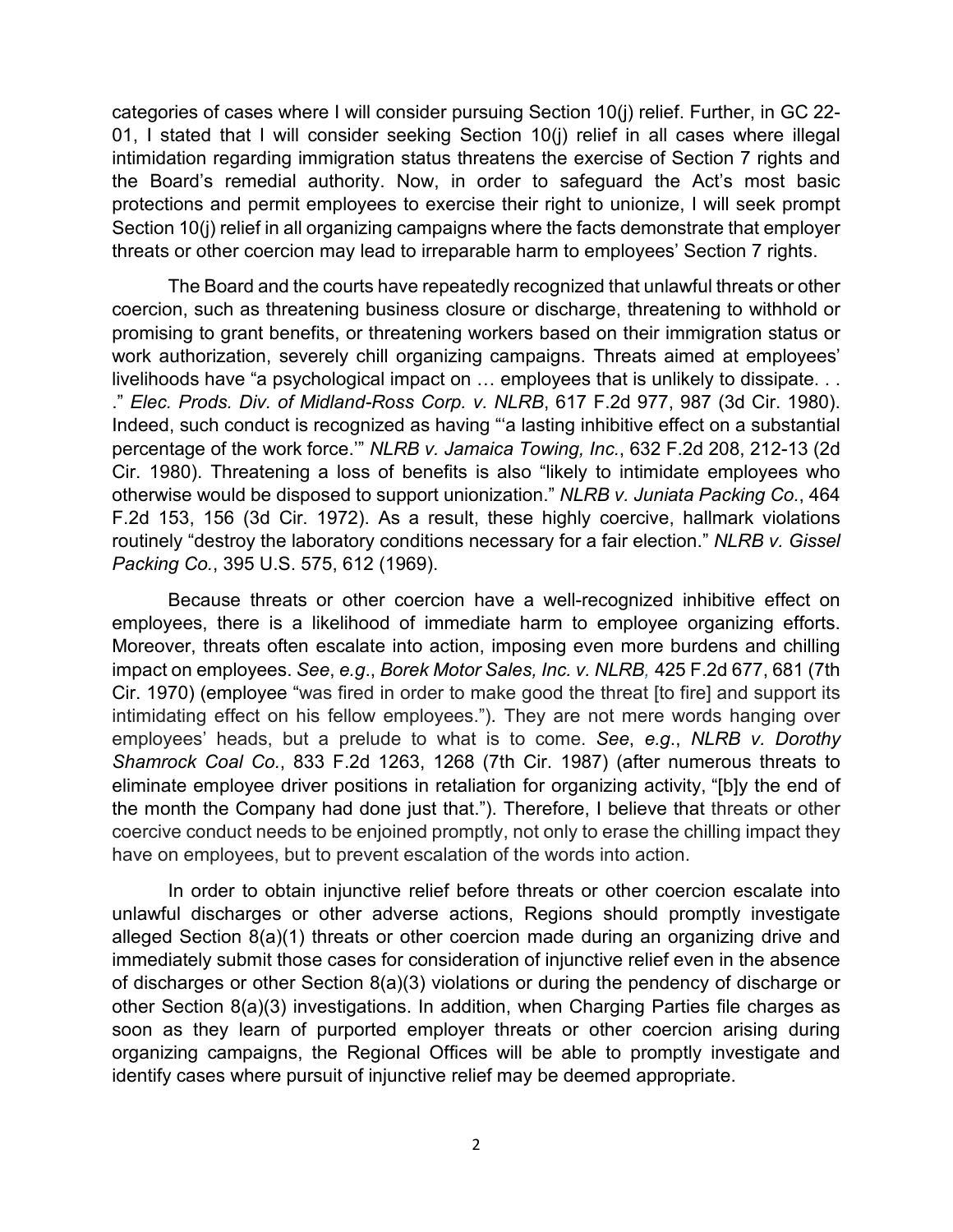categories of cases where I will consider pursuing Section 10(j) relief. Further, in GC 22-01, I stated that I will consider seeking Section 10(j) relief in all cases where illegal intimidation regarding immigration status threatens the exercise of Section 7 rights and the Board's remedial authority. Now, in order to safeguard the Act's most basic protections and permit employees to exercise their right to unionize, I will seek prompt Section 10(j) relief in all organizing campaigns where the facts demonstrate that employer threats or other coercion may lead to irreparable harm to employees' Section 7 rights.

The Board and the courts have repeatedly recognized that unlawful threats or other coercion, such as threatening business closure or discharge, threatening to withhold or promising to grant benefits, or threatening workers based on their immigration status or work authorization, severely chill organizing campaigns. Threats aimed at employees' livelihoods have "a psychological impact on … employees that is unlikely to dissipate. . . ." *Elec. Prods. Div. of Midland-Ross Corp. v. NLRB*, 617 F.2d 977, 987 (3d Cir. 1980). Indeed, such conduct is recognized as having "'a lasting inhibitive effect on a substantial percentage of the work force.'" *NLRB v. Jamaica Towing, Inc.*, 632 F.2d 208, 212-13 (2d Cir. 1980). Threatening a loss of benefits is also "likely to intimidate employees who otherwise would be disposed to support unionization." *NLRB v. Juniata Packing Co.*, 464 F.2d 153, 156 (3d Cir. 1972). As a result, these highly coercive, hallmark violations routinely "destroy the laboratory conditions necessary for a fair election." *NLRB v. Gissel Packing Co.*, 395 U.S. 575, 612 (1969).

Because threats or other coercion have a well-recognized inhibitive effect on employees, there is a likelihood of immediate harm to employee organizing efforts. Moreover, threats often escalate into action, imposing even more burdens and chilling impact on employees. *See*, *e.g.*, *Borek Motor Sales, Inc. v. NLRB*, 425 F.2d 677, 681 (7th Cir. 1970) (employee "was fired in order to make good the threat [to fire] and support its intimidating effect on his fellow employees."). They are not mere words hanging over employees' heads, but a prelude to what is to come. *See*, *e.g.*, *NLRB v. Dorothy Shamrock Coal Co.*, 833 F.2d 1263, 1268 (7th Cir. 1987) (after numerous threats to eliminate employee driver positions in retaliation for organizing activity, "[b]y the end of the month the Company had done just that."). Therefore, I believe that threats or other coercive conduct needs to be enjoined promptly, not only to erase the chilling impact they have on employees, but to prevent escalation of the words into action.

In order to obtain injunctive relief before threats or other coercion escalate into unlawful discharges or other adverse actions, Regions should promptly investigate alleged Section 8(a)(1) threats or other coercion made during an organizing drive and immediately submit those cases for consideration of injunctive relief even in the absence of discharges or other Section 8(a)(3) violations or during the pendency of discharge or other Section 8(a)(3) investigations. In addition, when Charging Parties file charges as soon as they learn of purported employer threats or other coercion arising during organizing campaigns, the Regional Offices will be able to promptly investigate and identify cases where pursuit of injunctive relief may be deemed appropriate.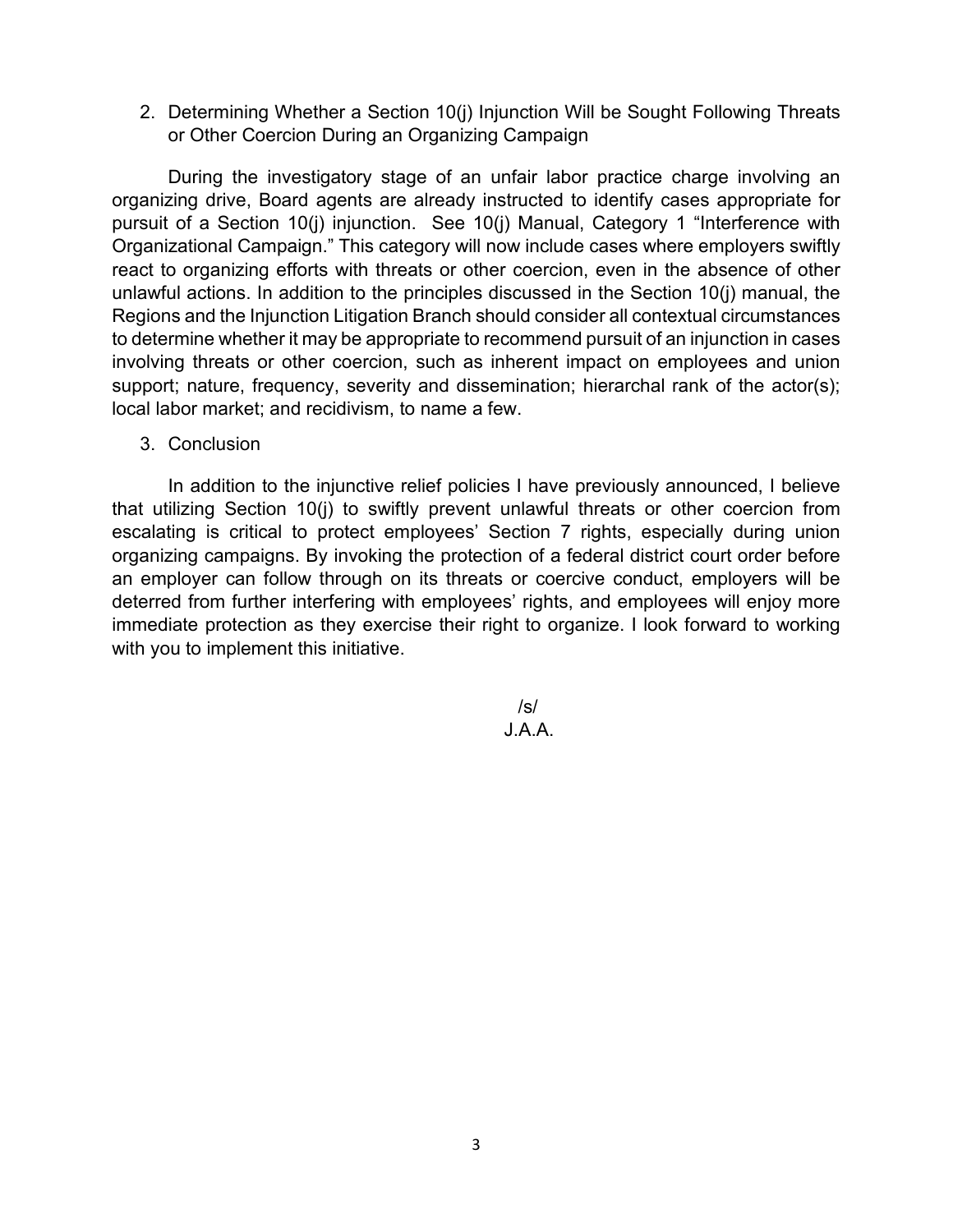2. Determining Whether a Section 10(j) Injunction Will be Sought Following Threats or Other Coercion During an Organizing Campaign

During the investigatory stage of an unfair labor practice charge involving an organizing drive, Board agents are already instructed to identify cases appropriate for pursuit of a Section 10(j) injunction. See 10(j) Manual, Category 1 "Interference with Organizational Campaign." This category will now include cases where employers swiftly react to organizing efforts with threats or other coercion, even in the absence of other unlawful actions. In addition to the principles discussed in the Section 10(j) manual, the Regions and the Injunction Litigation Branch should consider all contextual circumstances to determine whether it may be appropriate to recommend pursuit of an injunction in cases involving threats or other coercion, such as inherent impact on employees and union support; nature, frequency, severity and dissemination; hierarchal rank of the actor(s); local labor market; and recidivism, to name a few.

3. Conclusion

In addition to the injunctive relief policies I have previously announced, I believe that utilizing Section 10(j) to swiftly prevent unlawful threats or other coercion from escalating is critical to protect employees' Section 7 rights, especially during union organizing campaigns. By invoking the protection of a federal district court order before an employer can follow through on its threats or coercive conduct, employers will be deterred from further interfering with employees' rights, and employees will enjoy more immediate protection as they exercise their right to organize. I look forward to working with you to implement this initiative.

/s/
J.A.A.